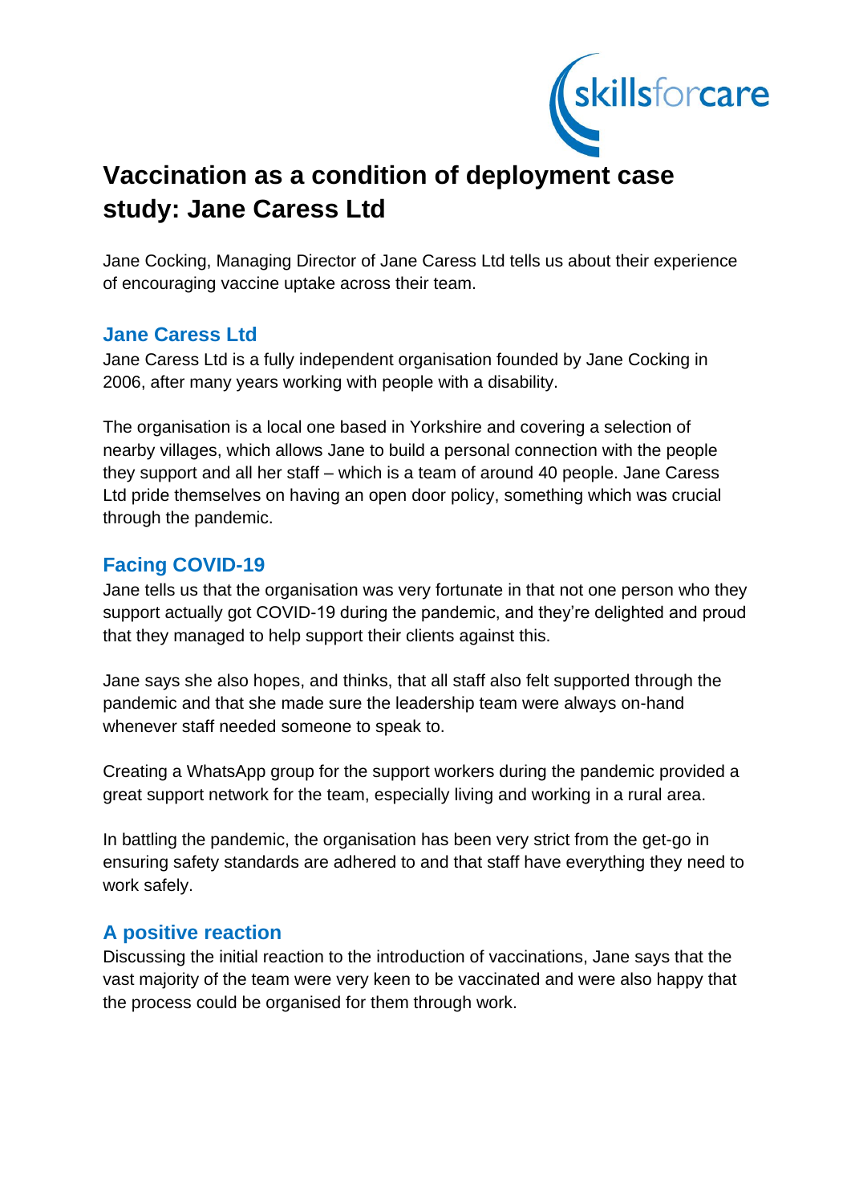# Vaccination as a condition of deployment case study: Jane Caress Ltd

Jane Cocking, Managing Director of Jane Caress Ltd tells us about their experience of encouraging vaccine uptake across their team.

## Jane Caress Ltd

Jane Caress Ltd is a fully independent organisation founded by Jane Cocking in 2006, after many years working with people with a disability.

The organisation is a local one based in Yorkshire and covering a selection of nearby villages, which allows Jane to build a personal connection with the people they support and all her staff – which is a team of around 40 people. Jane Caress Ltd pride themselves on having an open door policy, something which was crucial through the pandemic.

## Facing COVID-19

Jane tells us that the organisation was very fortunate in that not one person who they support actually got COVID-19 during the pandemic, and they're delighted and proud that they managed to help support their clients against this.

Jane says she also hopes, and thinks, that all staff also felt supported through the pandemic and that she made sure the leadership team were always on-hand whenever staff needed someone to speak to.

Creating a WhatsApp group for the support workers during the pandemic provided a great support network for the team, especially living and working in a rural area.

In battling the pandemic, the organisation has been very strict from the get-go in ensuring safety standards are adhered to and that staff have everything they need to work safely.

## A positive reaction

Discussing the initial reaction to the introduction of vaccinations, Jane says that the vast majority of the team were very keen to be vaccinated and were also happy that the process could be organised for them through work.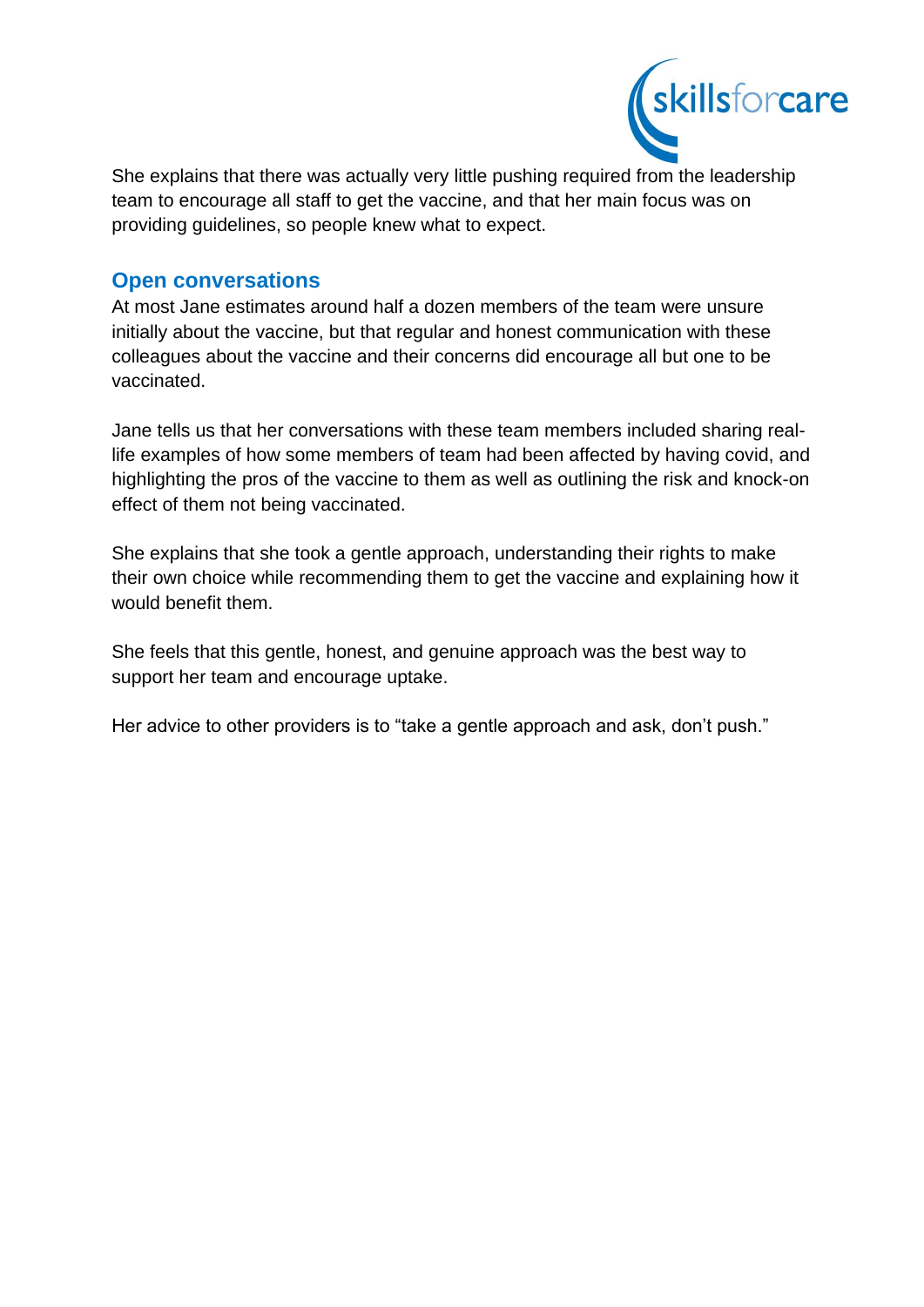She explains that there was actually very little pushing required from the leadership team to encourage all staff to get the vaccine, and that her main focus was on providing guidelines, so people knew what to expect.

## Open conversations

At most Jane estimates around half a dozen members of the team were unsure initially about the vaccine, but that regular and honest communication with these colleagues about the vaccine and their concerns did encourage all but one to be vaccinated.

Jane tells us that her conversations with these team members included sharing real-life examples of how some members of team had been affected by having covid, and highlighting the pros of the vaccine to them as well as outlining the risk and knock-on effect of them not being vaccinated.

She explains that she took a gentle approach, understanding their rights to make their own choice while recommending them to get the vaccine and explaining how it would benefit them.

She feels that this gentle, honest, and genuine approach was the best way to support her team and encourage uptake.

Her advice to other providers is to "take a gentle approach and ask, don't push."